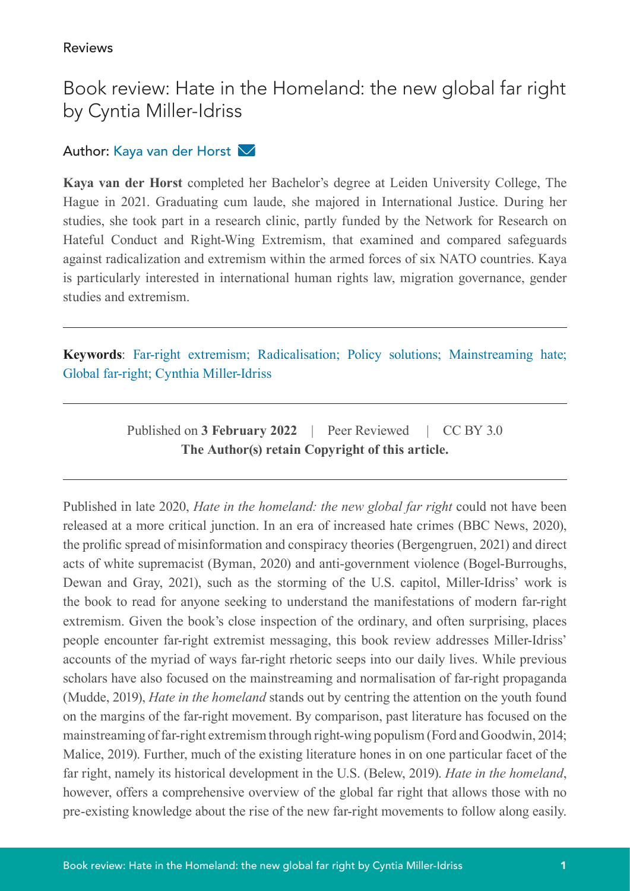Reviews

# Book review: Hate in the Homeland: the new global far right by Cyntia Miller-Idriss

Author: Kaya van der Horst

**Kaya van der Horst** completed her Bachelor's degree at Leiden University College, The Hague in 2021. Graduating cum laude, she majored in International Justice. During her studies, she took part in a research clinic, partly funded by the Network for Research on Hateful Conduct and Right-Wing Extremism, that examined and compared safeguards against radicalization and extremism within the armed forces of six NATO countries. Kaya is particularly interested in international human rights law, migration governance, gender studies and extremism.

---

**Keywords**: Far-right extremism; Radicalisation; Policy solutions; Mainstreaming hate; Global far-right; Cynthia Miller-Idriss

---

Published on **3 February 2022** | Peer Reviewed | CC BY 3.0
**The Author(s) retain Copyright of this article.**

---

Published in late 2020, *Hate in the homeland: the new global far right* could not have been released at a more critical junction. In an era of increased hate crimes (BBC News, 2020), the prolific spread of misinformation and conspiracy theories (Bergengruen, 2021) and direct acts of white supremacist (Byman, 2020) and anti-government violence (Bogel-Burroughs, Dewan and Gray, 2021), such as the storming of the U.S. capitol, Miller-Idriss' work is the book to read for anyone seeking to understand the manifestations of modern far-right extremism. Given the book's close inspection of the ordinary, and often surprising, places people encounter far-right extremist messaging, this book review addresses Miller-Idriss' accounts of the myriad of ways far-right rhetoric seeps into our daily lives. While previous scholars have also focused on the mainstreaming and normalisation of far-right propaganda (Mudde, 2019), *Hate in the homeland* stands out by centring the attention on the youth found on the margins of the far-right movement. By comparison, past literature has focused on the mainstreaming of far-right extremism through right-wing populism (Ford and Goodwin, 2014; Malice, 2019). Further, much of the existing literature hones in on one particular facet of the far right, namely its historical development in the U.S. (Belew, 2019). *Hate in the homeland*, however, offers a comprehensive overview of the global far right that allows those with no pre-existing knowledge about the rise of the new far-right movements to follow along easily.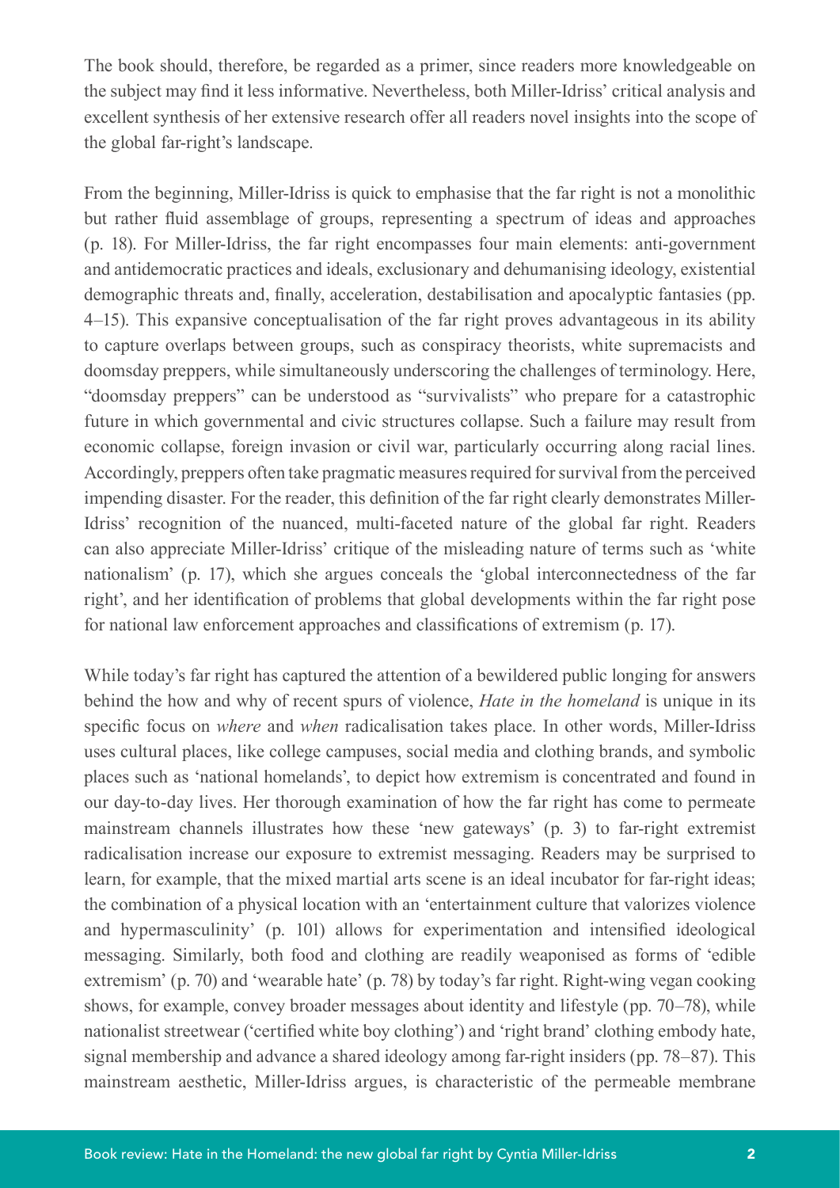The book should, therefore, be regarded as a primer, since readers more knowledgeable on the subject may find it less informative. Nevertheless, both Miller-Idriss' critical analysis and excellent synthesis of her extensive research offer all readers novel insights into the scope of the global far-right's landscape.

From the beginning, Miller-Idriss is quick to emphasise that the far right is not a monolithic but rather fluid assemblage of groups, representing a spectrum of ideas and approaches (p. 18). For Miller-Idriss, the far right encompasses four main elements: anti-government and antidemocratic practices and ideals, exclusionary and dehumanising ideology, existential demographic threats and, finally, acceleration, destabilisation and apocalyptic fantasies (pp. 4–15). This expansive conceptualisation of the far right proves advantageous in its ability to capture overlaps between groups, such as conspiracy theorists, white supremacists and doomsday preppers, while simultaneously underscoring the challenges of terminology. Here, "doomsday preppers" can be understood as "survivalists" who prepare for a catastrophic future in which governmental and civic structures collapse. Such a failure may result from economic collapse, foreign invasion or civil war, particularly occurring along racial lines. Accordingly, preppers often take pragmatic measures required for survival from the perceived impending disaster. For the reader, this definition of the far right clearly demonstrates Miller-Idriss' recognition of the nuanced, multi-faceted nature of the global far right. Readers can also appreciate Miller-Idriss' critique of the misleading nature of terms such as 'white nationalism' (p. 17), which she argues conceals the 'global interconnectedness of the far right', and her identification of problems that global developments within the far right pose for national law enforcement approaches and classifications of extremism (p. 17).

While today's far right has captured the attention of a bewildered public longing for answers behind the how and why of recent spurs of violence, *Hate in the homeland* is unique in its specific focus on *where* and *when* radicalisation takes place. In other words, Miller-Idriss uses cultural places, like college campuses, social media and clothing brands, and symbolic places such as 'national homelands', to depict how extremism is concentrated and found in our day-to-day lives. Her thorough examination of how the far right has come to permeate mainstream channels illustrates how these 'new gateways' (p. 3) to far-right extremist radicalisation increase our exposure to extremist messaging. Readers may be surprised to learn, for example, that the mixed martial arts scene is an ideal incubator for far-right ideas; the combination of a physical location with an 'entertainment culture that valorizes violence and hypermasculinity' (p. 101) allows for experimentation and intensified ideological messaging. Similarly, both food and clothing are readily weaponised as forms of 'edible extremism' (p. 70) and 'wearable hate' (p. 78) by today's far right. Right-wing vegan cooking shows, for example, convey broader messages about identity and lifestyle (pp. 70–78), while nationalist streetwear ('certified white boy clothing') and 'right brand' clothing embody hate, signal membership and advance a shared ideology among far-right insiders (pp. 78–87). This mainstream aesthetic, Miller-Idriss argues, is characteristic of the permeable membrane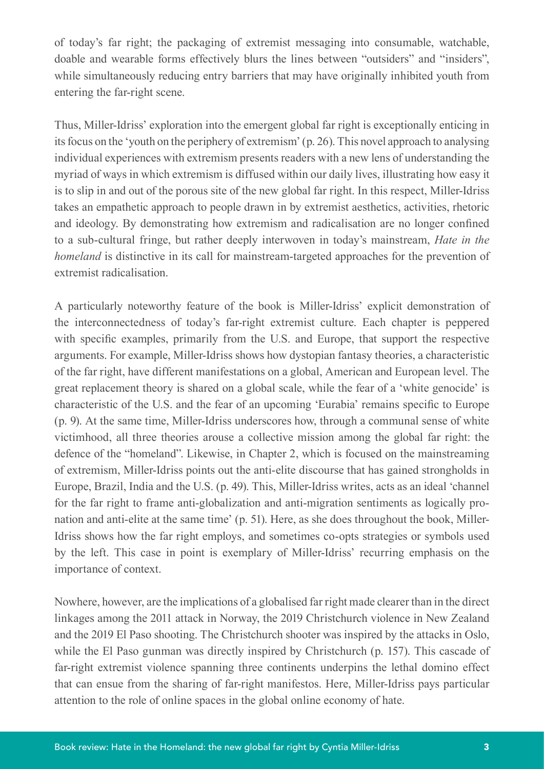of today's far right; the packaging of extremist messaging into consumable, watchable, doable and wearable forms effectively blurs the lines between "outsiders" and "insiders", while simultaneously reducing entry barriers that may have originally inhibited youth from entering the far-right scene.

Thus, Miller-Idriss' exploration into the emergent global far right is exceptionally enticing in its focus on the 'youth on the periphery of extremism' (p. 26). This novel approach to analysing individual experiences with extremism presents readers with a new lens of understanding the myriad of ways in which extremism is diffused within our daily lives, illustrating how easy it is to slip in and out of the porous site of the new global far right. In this respect, Miller-Idriss takes an empathetic approach to people drawn in by extremist aesthetics, activities, rhetoric and ideology. By demonstrating how extremism and radicalisation are no longer confined to a sub-cultural fringe, but rather deeply interwoven in today's mainstream, *Hate in the homeland* is distinctive in its call for mainstream-targeted approaches for the prevention of extremist radicalisation.

A particularly noteworthy feature of the book is Miller-Idriss' explicit demonstration of the interconnectedness of today's far-right extremist culture. Each chapter is peppered with specific examples, primarily from the U.S. and Europe, that support the respective arguments. For example, Miller-Idriss shows how dystopian fantasy theories, a characteristic of the far right, have different manifestations on a global, American and European level. The great replacement theory is shared on a global scale, while the fear of a 'white genocide' is characteristic of the U.S. and the fear of an upcoming 'Eurabia' remains specific to Europe (p. 9). At the same time, Miller-Idriss underscores how, through a communal sense of white victimhood, all three theories arouse a collective mission among the global far right: the defence of the "homeland". Likewise, in Chapter 2, which is focused on the mainstreaming of extremism, Miller-Idriss points out the anti-elite discourse that has gained strongholds in Europe, Brazil, India and the U.S. (p. 49). This, Miller-Idriss writes, acts as an ideal 'channel for the far right to frame anti-globalization and anti-migration sentiments as logically pro-nation and anti-elite at the same time' (p. 51). Here, as she does throughout the book, Miller-Idriss shows how the far right employs, and sometimes co-opts strategies or symbols used by the left. This case in point is exemplary of Miller-Idriss' recurring emphasis on the importance of context.

Nowhere, however, are the implications of a globalised far right made clearer than in the direct linkages among the 2011 attack in Norway, the 2019 Christchurch violence in New Zealand and the 2019 El Paso shooting. The Christchurch shooter was inspired by the attacks in Oslo, while the El Paso gunman was directly inspired by Christchurch (p. 157). This cascade of far-right extremist violence spanning three continents underpins the lethal domino effect that can ensue from the sharing of far-right manifestos. Here, Miller-Idriss pays particular attention to the role of online spaces in the global online economy of hate.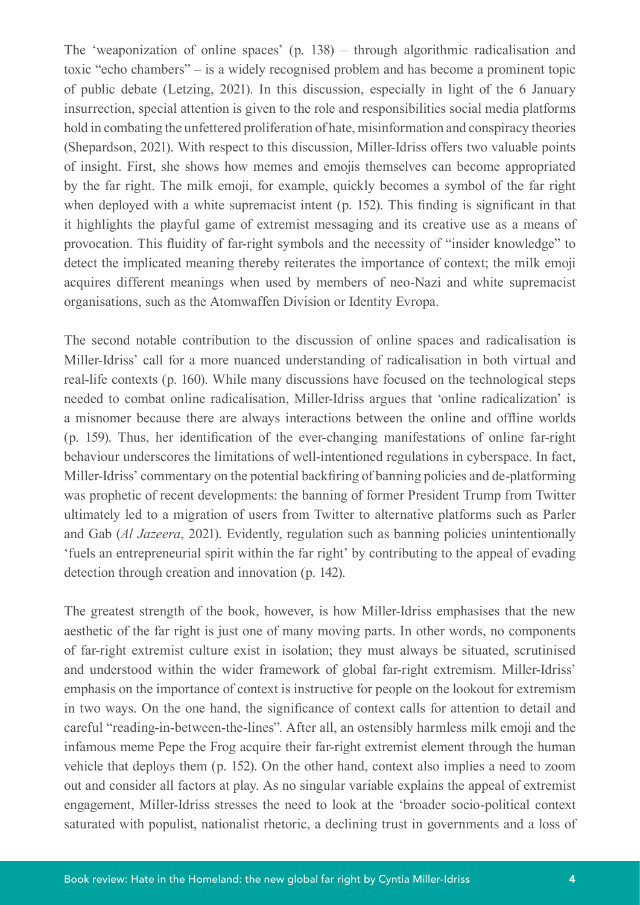The 'weaponization of online spaces' (p. 138) – through algorithmic radicalisation and toxic "echo chambers" – is a widely recognised problem and has become a prominent topic of public debate (Letzing, 2021). In this discussion, especially in light of the 6 January insurrection, special attention is given to the role and responsibilities social media platforms hold in combating the unfettered proliferation of hate, misinformation and conspiracy theories (Shepardson, 2021). With respect to this discussion, Miller-Idriss offers two valuable points of insight. First, she shows how memes and emojis themselves can become appropriated by the far right. The milk emoji, for example, quickly becomes a symbol of the far right when deployed with a white supremacist intent (p. 152). This finding is significant in that it highlights the playful game of extremist messaging and its creative use as a means of provocation. This fluidity of far-right symbols and the necessity of "insider knowledge" to detect the implicated meaning thereby reiterates the importance of context; the milk emoji acquires different meanings when used by members of neo-Nazi and white supremacist organisations, such as the Atomwaffen Division or Identity Evropa.

The second notable contribution to the discussion of online spaces and radicalisation is Miller-Idriss' call for a more nuanced understanding of radicalisation in both virtual and real-life contexts (p. 160). While many discussions have focused on the technological steps needed to combat online radicalisation, Miller-Idriss argues that 'online radicalization' is a misnomer because there are always interactions between the online and offline worlds (p. 159). Thus, her identification of the ever-changing manifestations of online far-right behaviour underscores the limitations of well-intentioned regulations in cyberspace. In fact, Miller-Idriss' commentary on the potential backfiring of banning policies and de-platforming was prophetic of recent developments: the banning of former President Trump from Twitter ultimately led to a migration of users from Twitter to alternative platforms such as Parler and Gab (*Al Jazeera*, 2021). Evidently, regulation such as banning policies unintentionally 'fuels an entrepreneurial spirit within the far right' by contributing to the appeal of evading detection through creation and innovation (p. 142).

The greatest strength of the book, however, is how Miller-Idriss emphasises that the new aesthetic of the far right is just one of many moving parts. In other words, no components of far-right extremist culture exist in isolation; they must always be situated, scrutinised and understood within the wider framework of global far-right extremism. Miller-Idriss' emphasis on the importance of context is instructive for people on the lookout for extremism in two ways. On the one hand, the significance of context calls for attention to detail and careful "reading-in-between-the-lines". After all, an ostensibly harmless milk emoji and the infamous meme Pepe the Frog acquire their far-right extremist element through the human vehicle that deploys them (p. 152). On the other hand, context also implies a need to zoom out and consider all factors at play. As no singular variable explains the appeal of extremist engagement, Miller-Idriss stresses the need to look at the 'broader socio-political context saturated with populist, nationalist rhetoric, a declining trust in governments and a loss of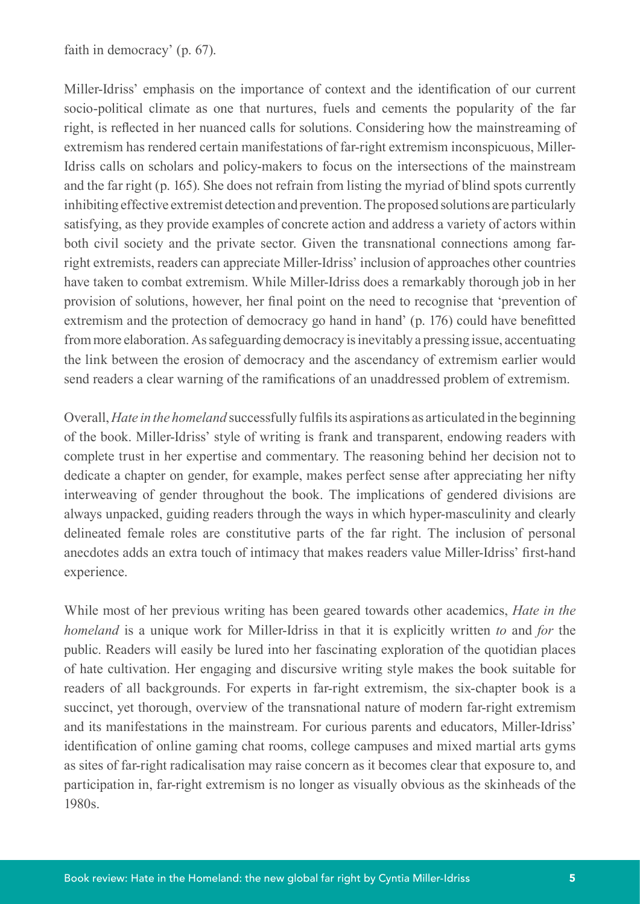faith in democracy' (p. 67).

Miller-Idriss' emphasis on the importance of context and the identification of our current socio-political climate as one that nurtures, fuels and cements the popularity of the far right, is reflected in her nuanced calls for solutions. Considering how the mainstreaming of extremism has rendered certain manifestations of far-right extremism inconspicuous, Miller-Idriss calls on scholars and policy-makers to focus on the intersections of the mainstream and the far right (p. 165). She does not refrain from listing the myriad of blind spots currently inhibiting effective extremist detection and prevention. The proposed solutions are particularly satisfying, as they provide examples of concrete action and address a variety of actors within both civil society and the private sector. Given the transnational connections among far-right extremists, readers can appreciate Miller-Idriss' inclusion of approaches other countries have taken to combat extremism. While Miller-Idriss does a remarkably thorough job in her provision of solutions, however, her final point on the need to recognise that 'prevention of extremism and the protection of democracy go hand in hand' (p. 176) could have benefitted from more elaboration. As safeguarding democracy is inevitably a pressing issue, accentuating the link between the erosion of democracy and the ascendancy of extremism earlier would send readers a clear warning of the ramifications of an unaddressed problem of extremism.

Overall, *Hate in the homeland* successfully fulfils its aspirations as articulated in the beginning of the book. Miller-Idriss' style of writing is frank and transparent, endowing readers with complete trust in her expertise and commentary. The reasoning behind her decision not to dedicate a chapter on gender, for example, makes perfect sense after appreciating her nifty interweaving of gender throughout the book. The implications of gendered divisions are always unpacked, guiding readers through the ways in which hyper-masculinity and clearly delineated female roles are constitutive parts of the far right. The inclusion of personal anecdotes adds an extra touch of intimacy that makes readers value Miller-Idriss' first-hand experience.

While most of her previous writing has been geared towards other academics, *Hate in the homeland* is a unique work for Miller-Idriss in that it is explicitly written *to* and *for* the public. Readers will easily be lured into her fascinating exploration of the quotidian places of hate cultivation. Her engaging and discursive writing style makes the book suitable for readers of all backgrounds. For experts in far-right extremism, the six-chapter book is a succinct, yet thorough, overview of the transnational nature of modern far-right extremism and its manifestations in the mainstream. For curious parents and educators, Miller-Idriss' identification of online gaming chat rooms, college campuses and mixed martial arts gyms as sites of far-right radicalisation may raise concern as it becomes clear that exposure to, and participation in, far-right extremism is no longer as visually obvious as the skinheads of the 1980s.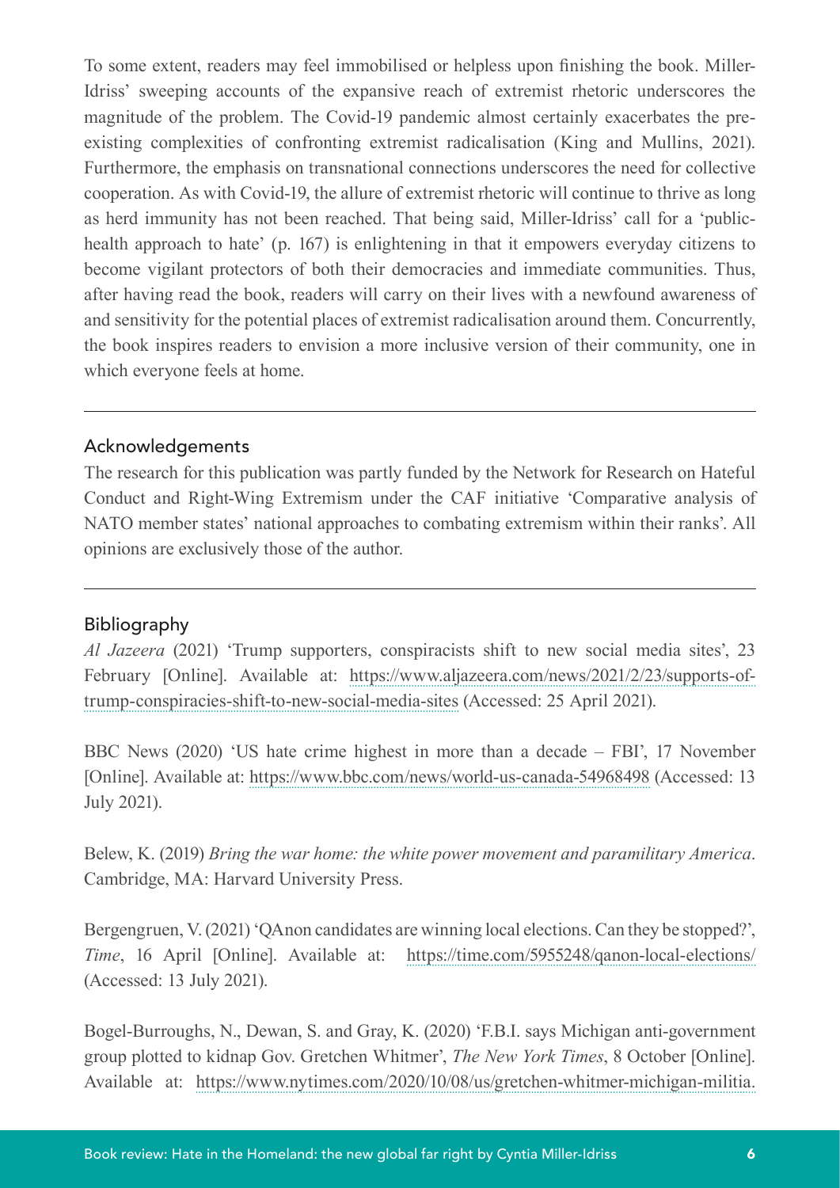To some extent, readers may feel immobilised or helpless upon finishing the book. Miller-Idriss' sweeping accounts of the expansive reach of extremist rhetoric underscores the magnitude of the problem. The Covid-19 pandemic almost certainly exacerbates the pre-existing complexities of confronting extremist radicalisation (King and Mullins, 2021). Furthermore, the emphasis on transnational connections underscores the need for collective cooperation. As with Covid-19, the allure of extremist rhetoric will continue to thrive as long as herd immunity has not been reached. That being said, Miller-Idriss' call for a 'public-health approach to hate' (p. 167) is enlightening in that it empowers everyday citizens to become vigilant protectors of both their democracies and immediate communities. Thus, after having read the book, readers will carry on their lives with a newfound awareness of and sensitivity for the potential places of extremist radicalisation around them. Concurrently, the book inspires readers to envision a more inclusive version of their community, one in which everyone feels at home.

---

## Acknowledgements

The research for this publication was partly funded by the Network for Research on Hateful Conduct and Right-Wing Extremism under the CAF initiative 'Comparative analysis of NATO member states' national approaches to combating extremism within their ranks'. All opinions are exclusively those of the author.

---

## Bibliography

*Al Jazeera* (2021) 'Trump supporters, conspiracists shift to new social media sites', 23 February [Online]. Available at: https://www.aljazeera.com/news/2021/2/23/supports-of-trump-conspiracies-shift-to-new-social-media-sites (Accessed: 25 April 2021).

BBC News (2020) 'US hate crime highest in more than a decade – FBI', 17 November [Online]. Available at: https://www.bbc.com/news/world-us-canada-54968498 (Accessed: 13 July 2021).

Belew, K. (2019) *Bring the war home: the white power movement and paramilitary America*. Cambridge, MA: Harvard University Press.

Bergengruen, V. (2021) 'QAnon candidates are winning local elections. Can they be stopped?', *Time*, 16 April [Online]. Available at: https://time.com/5955248/qanon-local-elections/ (Accessed: 13 July 2021).

Bogel-Burroughs, N., Dewan, S. and Gray, K. (2020) 'F.B.I. says Michigan anti-government group plotted to kidnap Gov. Gretchen Whitmer', *The New York Times*, 8 October [Online]. Available at: https://www.nytimes.com/2020/10/08/us/gretchen-whitmer-michigan-militia.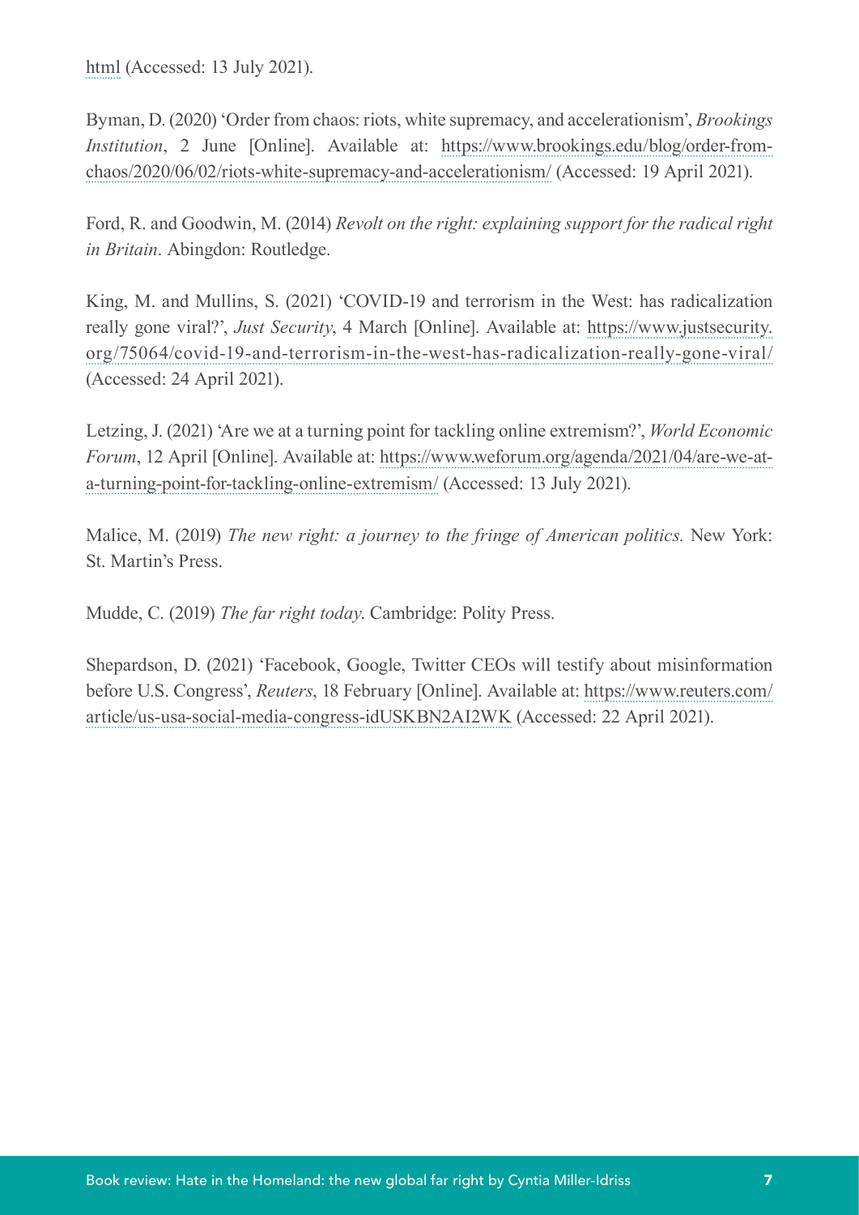html (Accessed: 13 July 2021).

Byman, D. (2020) 'Order from chaos: riots, white supremacy, and accelerationism', *Brookings Institution*, 2 June [Online]. Available at: https://www.brookings.edu/blog/order-from-chaos/2020/06/02/riots-white-supremacy-and-accelerationism/ (Accessed: 19 April 2021).

Ford, R. and Goodwin, M. (2014) *Revolt on the right: explaining support for the radical right in Britain*. Abingdon: Routledge.

King, M. and Mullins, S. (2021) 'COVID-19 and terrorism in the West: has radicalization really gone viral?', *Just Security*, 4 March [Online]. Available at: https://www.justsecurity.org/75064/covid-19-and-terrorism-in-the-west-has-radicalization-really-gone-viral/ (Accessed: 24 April 2021).

Letzing, J. (2021) 'Are we at a turning point for tackling online extremism?', *World Economic Forum*, 12 April [Online]. Available at: https://www.weforum.org/agenda/2021/04/are-we-at-a-turning-point-for-tackling-online-extremism/ (Accessed: 13 July 2021).

Malice, M. (2019) *The new right: a journey to the fringe of American politics.* New York: St. Martin's Press.

Mudde, C. (2019) *The far right today.* Cambridge: Polity Press.

Shepardson, D. (2021) 'Facebook, Google, Twitter CEOs will testify about misinformation before U.S. Congress', *Reuters*, 18 February [Online]. Available at: https://www.reuters.com/article/us-usa-social-media-congress-idUSKBN2AI2WK (Accessed: 22 April 2021).